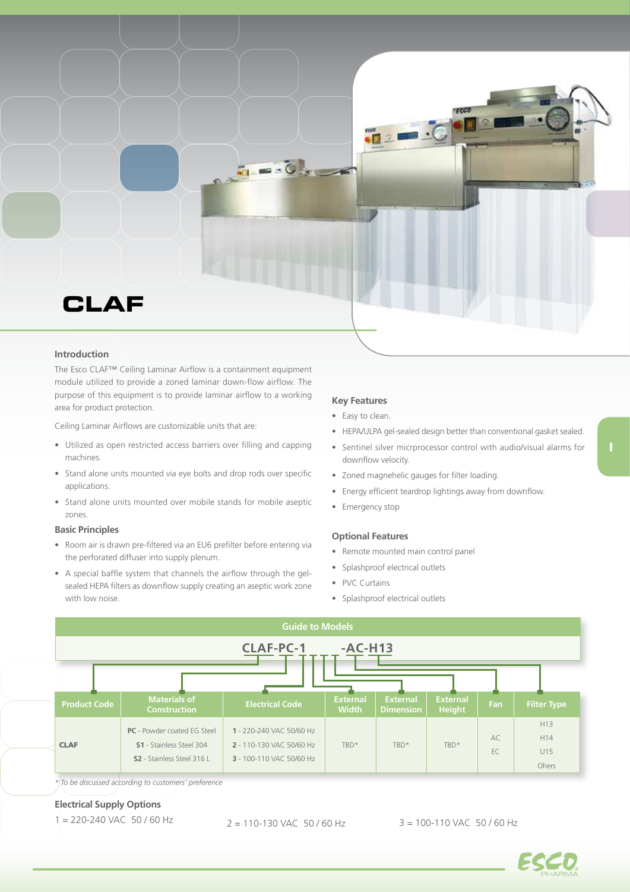# CLAF

## Introduction

The Esco CLAF™ Ceiling Laminar Airflow is a containment equipment module utilized to provide a zoned laminar down-flow airflow. The purpose of this equipment is to provide laminar airflow to a working area for product protection.

Ceiling Laminar Airflows are customizable units that are:

- Utilized as open restricted access barriers over filling and capping machines.
- Stand alone units mounted via eye bolts and drop rods over specific applications.
- Stand alone units mounted over mobile stands for mobile aseptic zones.

## Basic Principles

- Room air is drawn pre-filtered via an EU6 prefilter before entering via the perforated diffuser into supply plenum.
- A special baffle system that channels the airflow through the gel-sealed HEPA filters as downflow supply creating an aseptic work zone with low noise.

## Key Features

- Easy to clean.
- HEPA/ULPA gel-sealed design better than conventional gasket sealed.
- Sentinel silver micrprocessor control with audio/visual alarms for downflow velocity.
- Zoned magnehelic gauges for filter loading.
- Energy efficient teardrop lightings away from downflow.
- Emergency stop

## Optional Features

- Remote mounted main control panel
- Splashproof electrical outlets
- PVC Curtains
- Splashproof electrical outlets

## Guide to Models

**CLAF-PC-1 _ _ _ -AC-H13**

| Product Code | Materials of Construction | Electrical Code | External Width | External Dimension | External Height | Fan | Filter Type |
|---|---|---|---|---|---|---|---|
| CLAF | **PC** - Powder coated EG Steel<br>**S1** - Stainless Steel 304<br>**S2** - Stainless Steel 316 L | **1** - 220-240 VAC 50/60 Hz<br>**2** - 110-130 VAC 50/60 Hz<br>**3** - 100-110 VAC 50/60 Hz | TBD* | TBD* | TBD* | AC<br>EC | H13<br>H14<br>U15<br>Others |

*\* To be discussed according to customers' preference*

## Electrical Supply Options

1 = 220-240 VAC 50 / 60 Hz

2 = 110-130 VAC 50 / 60 Hz

3 = 100-110 VAC 50 / 60 Hz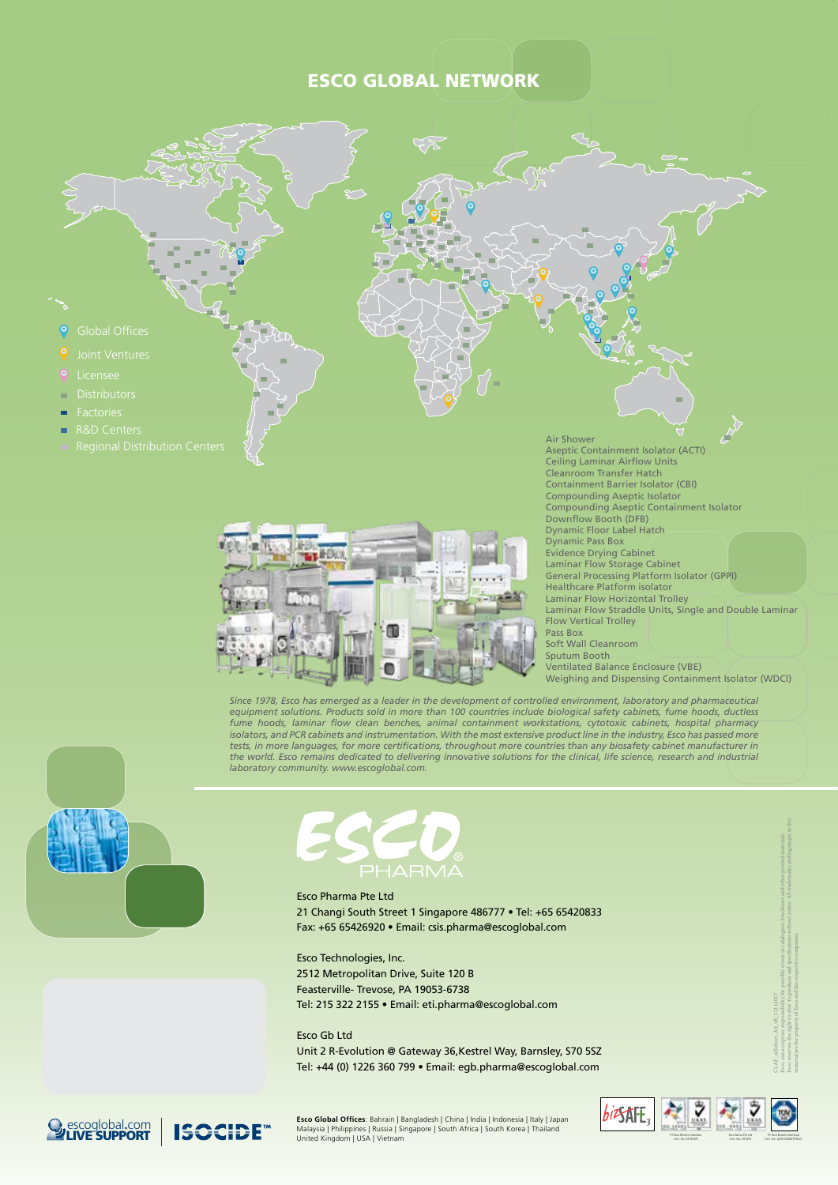## ESCO GLOBAL NETWORK

- Global Offices
- Joint Ventures
- Licensee
- Distributors
- Factories
- R&D Centers
- Regional Distribution Centers

Air Shower
Aseptic Containment Isolator (ACTI)
Ceiling Laminar Airflow Units
Cleanroom Transfer Hatch
Containment Barrier Isolator (CBI)
Compounding Aseptic Isolator
Compounding Aseptic Containment Isolator
Downflow Booth (DFB)
Dynamic Floor Label Hatch
Dynamic Pass Box
Evidence Drying Cabinet
Laminar Flow Storage Cabinet
General Processing Platform Isolator (GPPI)
Healthcare Platform isolator
Laminar Flow Horizontal Trolley
Laminar Flow Straddle Units, Single and Double Laminar
Flow Vertical Trolley
Pass Box
Soft Wall Cleanroom
Sputum Booth
Ventilated Balance Enclosure (VBE)
Weighing and Dispensing Containment Isolator (WDCI)

*Since 1978, Esco has emerged as a leader in the development of controlled environment, laboratory and pharmaceutical equipment solutions. Products sold in more than 100 countries include biological safety cabinets, fume hoods, ductless fume hoods, laminar flow clean benches, animal containment workstations, cytotoxic cabinets, hospital pharmacy isolators, and PCR cabinets and instrumentation. With the most extensive product line in the industry, Esco has passed more tests, in more languages, for more certifications, throughout more countries than any biosafety cabinet manufacturer in the world. Esco remains dedicated to delivering innovative solutions for the clinical, life science, research and industrial laboratory community. www.escoglobal.com.*

ESCO® PHARMA

Esco Pharma Pte Ltd
21 Changi South Street 1 Singapore 486777 • Tel: +65 65420833
Fax: +65 65426920 • Email: csis.pharma@escoglobal.com

Esco Technologies, Inc.
2512 Metropolitan Drive, Suite 120 B
Feasterville- Trevose, PA 19053-6738
Tel: 215 322 2155 • Email: eti.pharma@escoglobal.com

Esco Gb Ltd
Unit 2 R-Evolution @ Gateway 36,Kestrel Way, Barnsley, S70 5SZ
Tel: +44 (0) 1226 360 799 • Email: egb.pharma@escoglobal.com

escoglobal.com LIVE SUPPORT | ISOCIDE™

**Esco Global Offices**: Bahrain | Bangladesh | China | India | Indonesia | Italy | Japan
Malaysia | Philippines | Russia | Singapore | South Africa | South Korea | Thailand
United Kingdom | USA | Vietnam